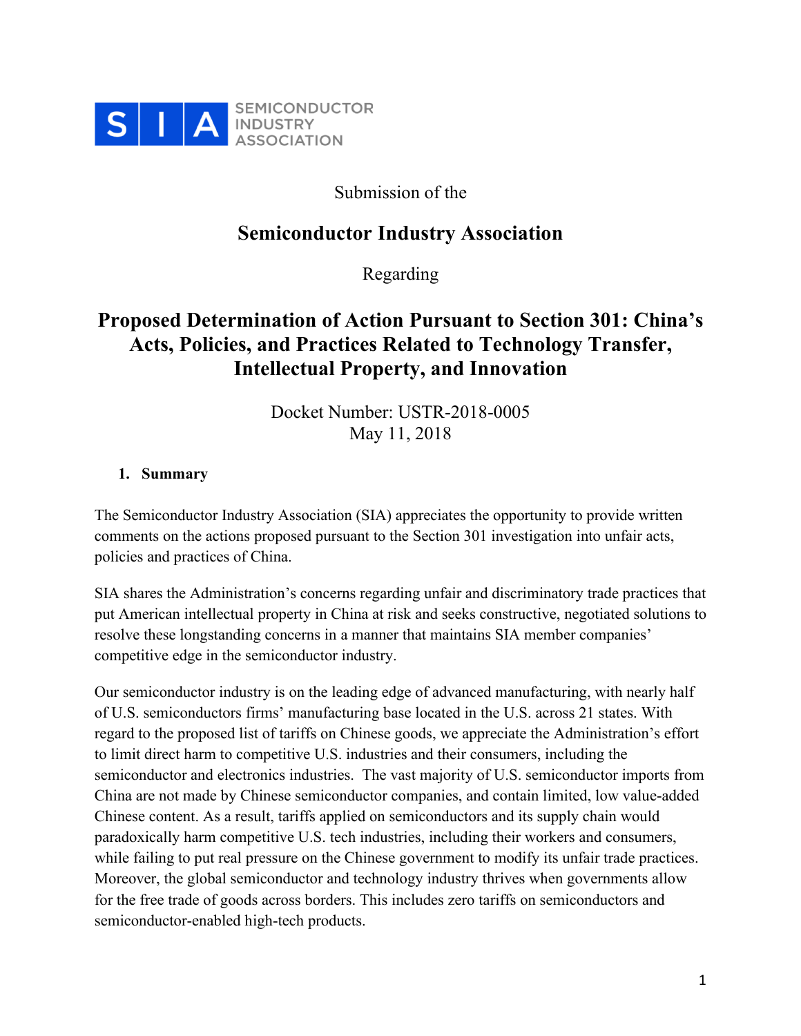SIA SEMICONDUCTOR INDUSTRY ASSOCIATION

Submission of the

# Semiconductor Industry Association

Regarding

# Proposed Determination of Action Pursuant to Section 301: China's Acts, Policies, and Practices Related to Technology Transfer, Intellectual Property, and Innovation

Docket Number: USTR-2018-0005
May 11, 2018

## 1. Summary

The Semiconductor Industry Association (SIA) appreciates the opportunity to provide written comments on the actions proposed pursuant to the Section 301 investigation into unfair acts, policies and practices of China.

SIA shares the Administration's concerns regarding unfair and discriminatory trade practices that put American intellectual property in China at risk and seeks constructive, negotiated solutions to resolve these longstanding concerns in a manner that maintains SIA member companies' competitive edge in the semiconductor industry.

Our semiconductor industry is on the leading edge of advanced manufacturing, with nearly half of U.S. semiconductors firms' manufacturing base located in the U.S. across 21 states. With regard to the proposed list of tariffs on Chinese goods, we appreciate the Administration's effort to limit direct harm to competitive U.S. industries and their consumers, including the semiconductor and electronics industries. The vast majority of U.S. semiconductor imports from China are not made by Chinese semiconductor companies, and contain limited, low value-added Chinese content. As a result, tariffs applied on semiconductors and its supply chain would paradoxically harm competitive U.S. tech industries, including their workers and consumers, while failing to put real pressure on the Chinese government to modify its unfair trade practices. Moreover, the global semiconductor and technology industry thrives when governments allow for the free trade of goods across borders. This includes zero tariffs on semiconductors and semiconductor-enabled high-tech products.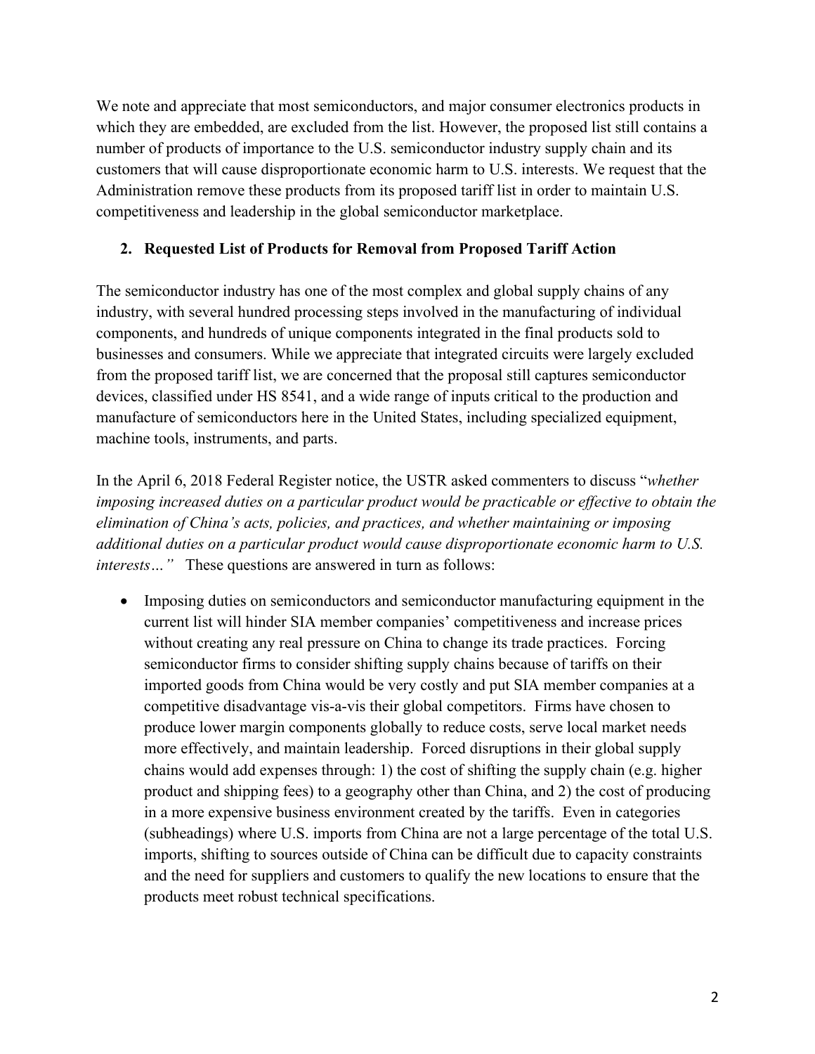We note and appreciate that most semiconductors, and major consumer electronics products in which they are embedded, are excluded from the list. However, the proposed list still contains a number of products of importance to the U.S. semiconductor industry supply chain and its customers that will cause disproportionate economic harm to U.S. interests. We request that the Administration remove these products from its proposed tariff list in order to maintain U.S. competitiveness and leadership in the global semiconductor marketplace.

## 2. Requested List of Products for Removal from Proposed Tariff Action

The semiconductor industry has one of the most complex and global supply chains of any industry, with several hundred processing steps involved in the manufacturing of individual components, and hundreds of unique components integrated in the final products sold to businesses and consumers. While we appreciate that integrated circuits were largely excluded from the proposed tariff list, we are concerned that the proposal still captures semiconductor devices, classified under HS 8541, and a wide range of inputs critical to the production and manufacture of semiconductors here in the United States, including specialized equipment, machine tools, instruments, and parts.

In the April 6, 2018 Federal Register notice, the USTR asked commenters to discuss "*whether imposing increased duties on a particular product would be practicable or effective to obtain the elimination of China's acts, policies, and practices, and whether maintaining or imposing additional duties on a particular product would cause disproportionate economic harm to U.S. interests…"* These questions are answered in turn as follows:

- Imposing duties on semiconductors and semiconductor manufacturing equipment in the current list will hinder SIA member companies' competitiveness and increase prices without creating any real pressure on China to change its trade practices. Forcing semiconductor firms to consider shifting supply chains because of tariffs on their imported goods from China would be very costly and put SIA member companies at a competitive disadvantage vis-a-vis their global competitors. Firms have chosen to produce lower margin components globally to reduce costs, serve local market needs more effectively, and maintain leadership. Forced disruptions in their global supply chains would add expenses through: 1) the cost of shifting the supply chain (e.g. higher product and shipping fees) to a geography other than China, and 2) the cost of producing in a more expensive business environment created by the tariffs. Even in categories (subheadings) where U.S. imports from China are not a large percentage of the total U.S. imports, shifting to sources outside of China can be difficult due to capacity constraints and the need for suppliers and customers to qualify the new locations to ensure that the products meet robust technical specifications.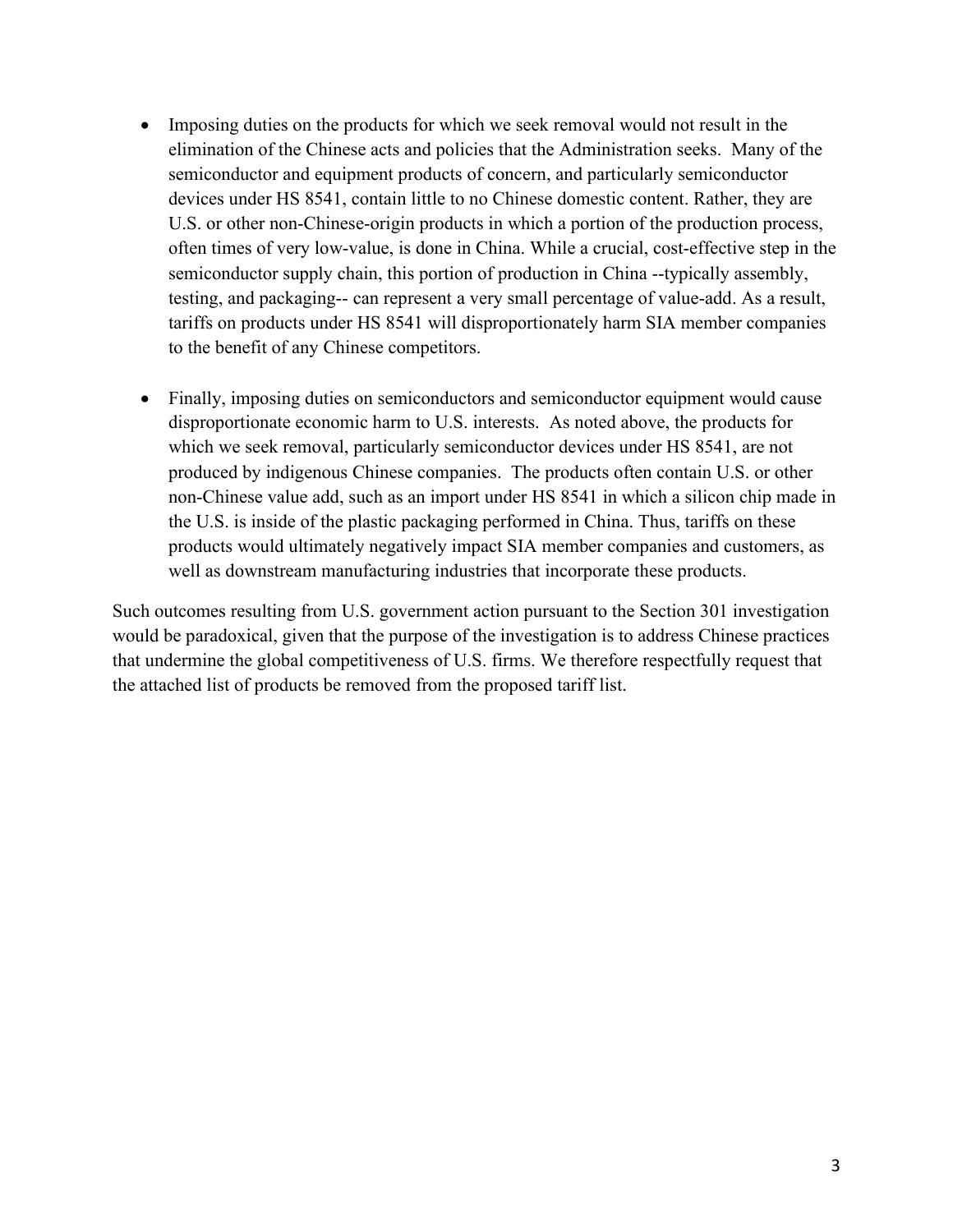- Imposing duties on the products for which we seek removal would not result in the elimination of the Chinese acts and policies that the Administration seeks. Many of the semiconductor and equipment products of concern, and particularly semiconductor devices under HS 8541, contain little to no Chinese domestic content. Rather, they are U.S. or other non-Chinese-origin products in which a portion of the production process, often times of very low-value, is done in China. While a crucial, cost-effective step in the semiconductor supply chain, this portion of production in China --typically assembly, testing, and packaging-- can represent a very small percentage of value-add. As a result, tariffs on products under HS 8541 will disproportionately harm SIA member companies to the benefit of any Chinese competitors.

- Finally, imposing duties on semiconductors and semiconductor equipment would cause disproportionate economic harm to U.S. interests. As noted above, the products for which we seek removal, particularly semiconductor devices under HS 8541, are not produced by indigenous Chinese companies. The products often contain U.S. or other non-Chinese value add, such as an import under HS 8541 in which a silicon chip made in the U.S. is inside of the plastic packaging performed in China. Thus, tariffs on these products would ultimately negatively impact SIA member companies and customers, as well as downstream manufacturing industries that incorporate these products.

Such outcomes resulting from U.S. government action pursuant to the Section 301 investigation would be paradoxical, given that the purpose of the investigation is to address Chinese practices that undermine the global competitiveness of U.S. firms. We therefore respectfully request that the attached list of products be removed from the proposed tariff list.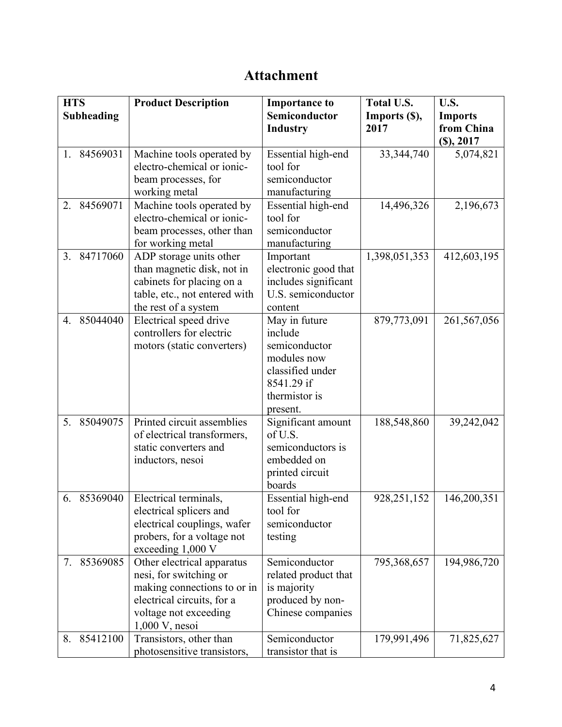# Attachment

| HTS Subheading | Product Description | Importance to Semiconductor Industry | Total U.S. Imports ($), 2017 | U.S. Imports from China ($), 2017 |
|---|---|---|---|---|
| 1. 84569031 | Machine tools operated by electro-chemical or ionic-beam processes, for working metal | Essential high-end tool for semiconductor manufacturing | 33,344,740 | 5,074,821 |
| 2. 84569071 | Machine tools operated by electro-chemical or ionic-beam processes, other than for working metal | Essential high-end tool for semiconductor manufacturing | 14,496,326 | 2,196,673 |
| 3. 84717060 | ADP storage units other than magnetic disk, not in cabinets for placing on a table, etc., not entered with the rest of a system | Important electronic good that includes significant U.S. semiconductor content | 1,398,051,353 | 412,603,195 |
| 4. 85044040 | Electrical speed drive controllers for electric motors (static converters) | May in future include semiconductor modules now classified under 8541.29 if thermistor is present. | 879,773,091 | 261,567,056 |
| 5. 85049075 | Printed circuit assemblies of electrical transformers, static converters and inductors, nesoi | Significant amount of U.S. semiconductors is embedded on printed circuit boards | 188,548,860 | 39,242,042 |
| 6. 85369040 | Electrical terminals, electrical splicers and electrical couplings, wafer probers, for a voltage not exceeding 1,000 V | Essential high-end tool for semiconductor testing | 928,251,152 | 146,200,351 |
| 7. 85369085 | Other electrical apparatus nesi, for switching or making connections to or in electrical circuits, for a voltage not exceeding 1,000 V, nesoi | Semiconductor related product that is majority produced by non-Chinese companies | 795,368,657 | 194,986,720 |
| 8. 85412100 | Transistors, other than photosensitive transistors, | Semiconductor transistor that is | 179,991,496 | 71,825,627 |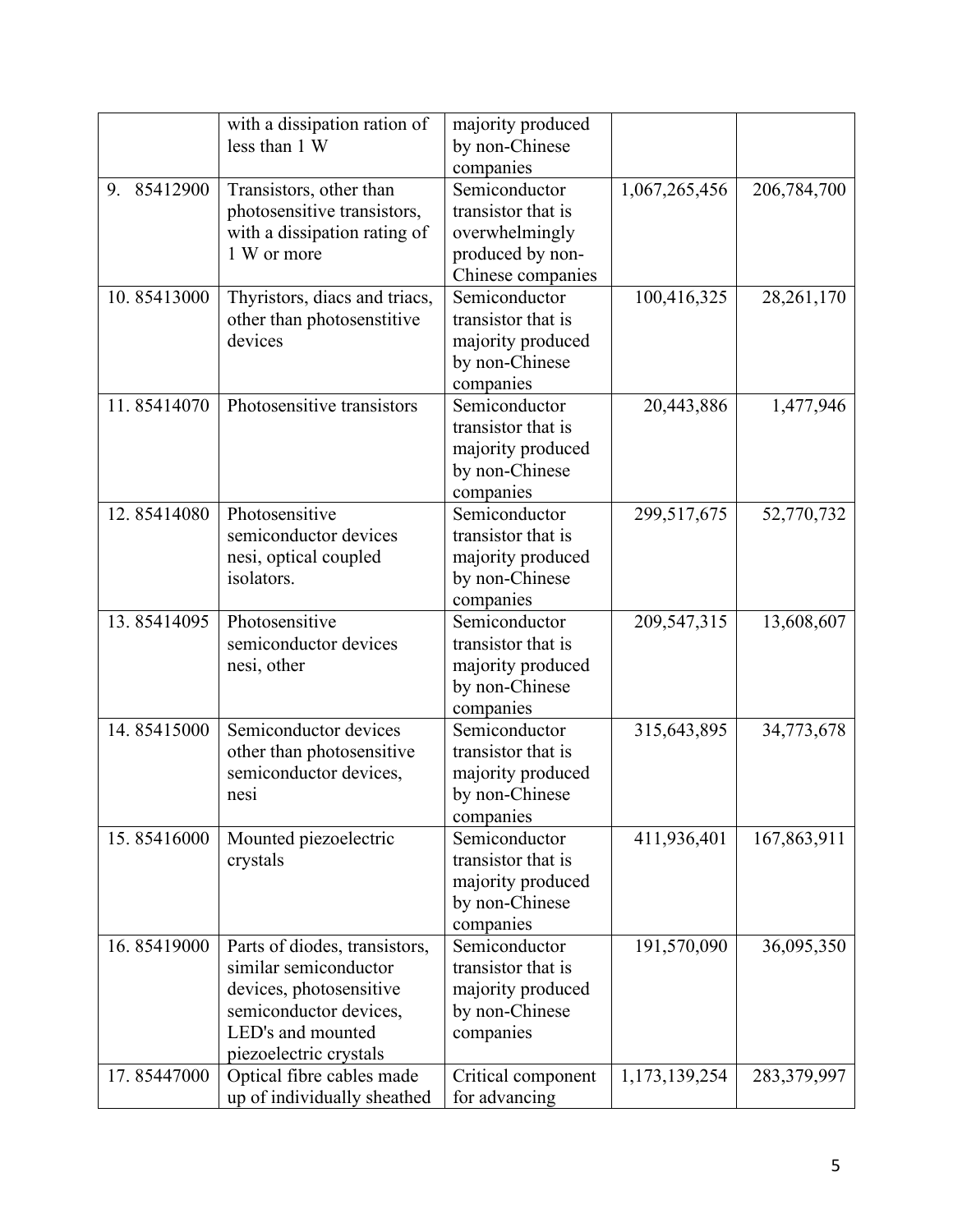| | with a dissipation ration of less than 1 W | majority produced by non-Chinese companies | | |
|---|---|---|---|---|
| 9. 85412900 | Transistors, other than photosensitive transistors, with a dissipation rating of 1 W or more | Semiconductor transistor that is overwhelmingly produced by non-Chinese companies | 1,067,265,456 | 206,784,700 |
| 10. 85413000 | Thyristors, diacs and triacs, other than photosenstitive devices | Semiconductor transistor that is majority produced by non-Chinese companies | 100,416,325 | 28,261,170 |
| 11. 85414070 | Photosensitive transistors | Semiconductor transistor that is majority produced by non-Chinese companies | 20,443,886 | 1,477,946 |
| 12. 85414080 | Photosensitive semiconductor devices nesi, optical coupled isolators. | Semiconductor transistor that is majority produced by non-Chinese companies | 299,517,675 | 52,770,732 |
| 13. 85414095 | Photosensitive semiconductor devices nesi, other | Semiconductor transistor that is majority produced by non-Chinese companies | 209,547,315 | 13,608,607 |
| 14. 85415000 | Semiconductor devices other than photosensitive semiconductor devices, nesi | Semiconductor transistor that is majority produced by non-Chinese companies | 315,643,895 | 34,773,678 |
| 15. 85416000 | Mounted piezoelectric crystals | Semiconductor transistor that is majority produced by non-Chinese companies | 411,936,401 | 167,863,911 |
| 16. 85419000 | Parts of diodes, transistors, similar semiconductor devices, photosensitive semiconductor devices, LED's and mounted piezoelectric crystals | Semiconductor transistor that is majority produced by non-Chinese companies | 191,570,090 | 36,095,350 |
| 17. 85447000 | Optical fibre cables made up of individually sheathed | Critical component for advancing | 1,173,139,254 | 283,379,997 |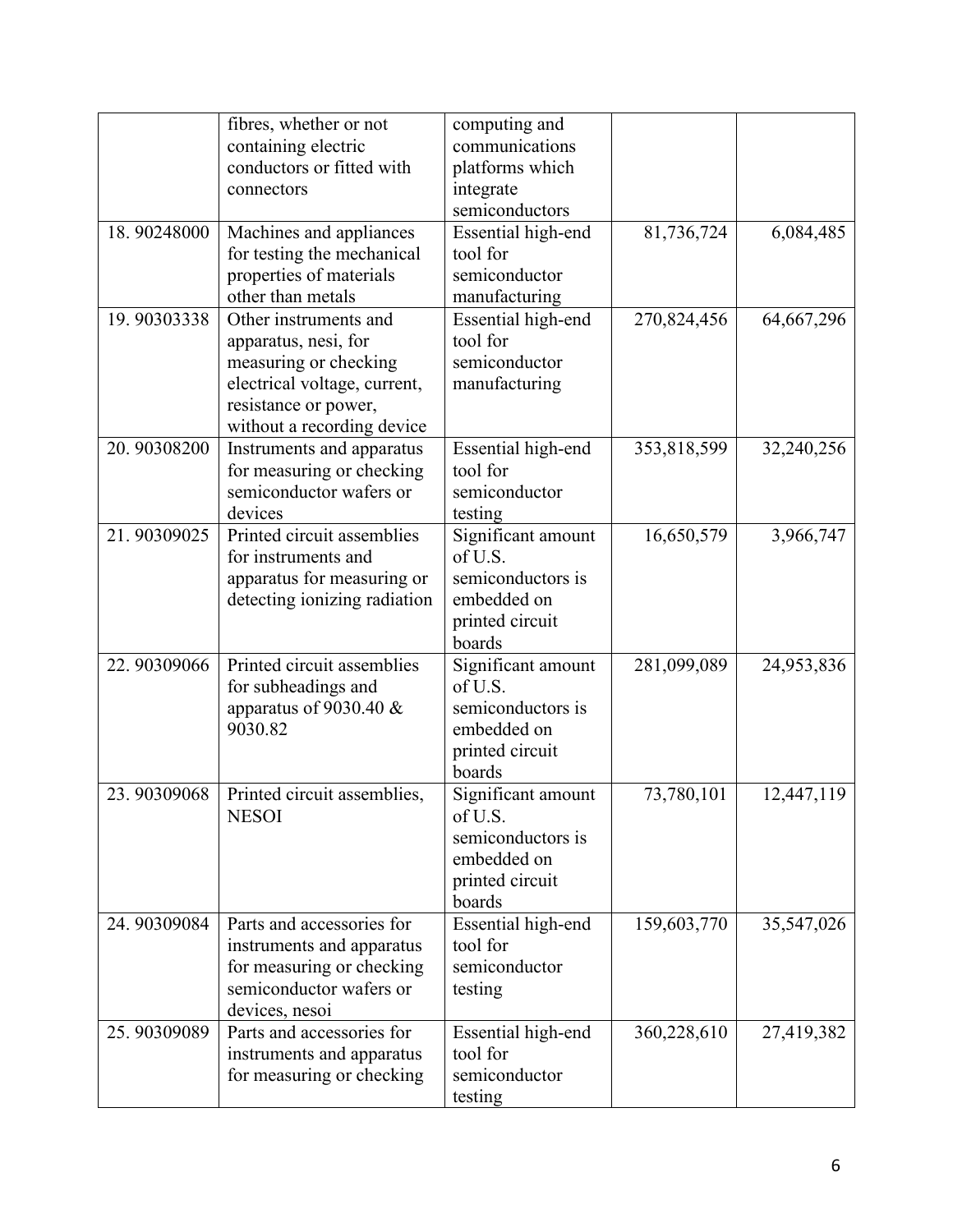|  | fibres, whether or not containing electric conductors or fitted with connectors | computing and communications platforms which integrate semiconductors |  |  |
|---|---|---|---|---|
| 18. 90248000 | Machines and appliances for testing the mechanical properties of materials other than metals | Essential high-end tool for semiconductor manufacturing | 81,736,724 | 6,084,485 |
| 19. 90303338 | Other instruments and apparatus, nesi, for measuring or checking electrical voltage, current, resistance or power, without a recording device | Essential high-end tool for semiconductor manufacturing | 270,824,456 | 64,667,296 |
| 20. 90308200 | Instruments and apparatus for measuring or checking semiconductor wafers or devices | Essential high-end tool for semiconductor testing | 353,818,599 | 32,240,256 |
| 21. 90309025 | Printed circuit assemblies for instruments and apparatus for measuring or detecting ionizing radiation | Significant amount of U.S. semiconductors is embedded on printed circuit boards | 16,650,579 | 3,966,747 |
| 22. 90309066 | Printed circuit assemblies for subheadings and apparatus of 9030.40 & 9030.82 | Significant amount of U.S. semiconductors is embedded on printed circuit boards | 281,099,089 | 24,953,836 |
| 23. 90309068 | Printed circuit assemblies, NESOI | Significant amount of U.S. semiconductors is embedded on printed circuit boards | 73,780,101 | 12,447,119 |
| 24. 90309084 | Parts and accessories for instruments and apparatus for measuring or checking semiconductor wafers or devices, nesoi | Essential high-end tool for semiconductor testing | 159,603,770 | 35,547,026 |
| 25. 90309089 | Parts and accessories for instruments and apparatus for measuring or checking | Essential high-end tool for semiconductor testing | 360,228,610 | 27,419,382 |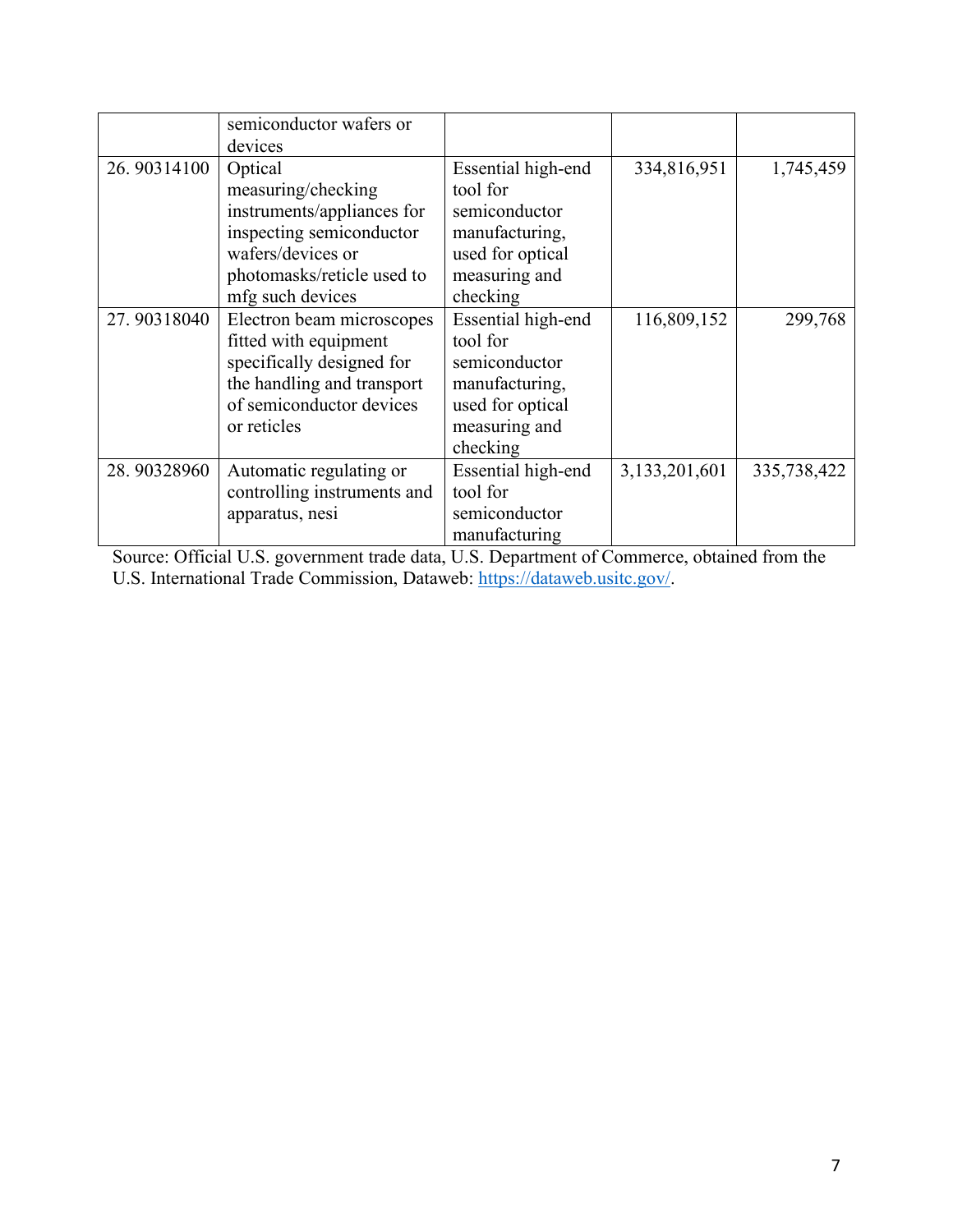| | | | | |
|---|---|---|---|---|
| | semiconductor wafers or devices | | | |
| 26. 90314100 | Optical measuring/checking instruments/appliances for inspecting semiconductor wafers/devices or photomasks/reticle used to mfg such devices | Essential high-end tool for semiconductor manufacturing, used for optical measuring and checking | 334,816,951 | 1,745,459 |
| 27. 90318040 | Electron beam microscopes fitted with equipment specifically designed for the handling and transport of semiconductor devices or reticles | Essential high-end tool for semiconductor manufacturing, used for optical measuring and checking | 116,809,152 | 299,768 |
| 28. 90328960 | Automatic regulating or controlling instruments and apparatus, nesi | Essential high-end tool for semiconductor manufacturing | 3,133,201,601 | 335,738,422 |

Source: Official U.S. government trade data, U.S. Department of Commerce, obtained from the U.S. International Trade Commission, Dataweb: [https://dataweb.usitc.gov/](https://dataweb.usitc.gov/).